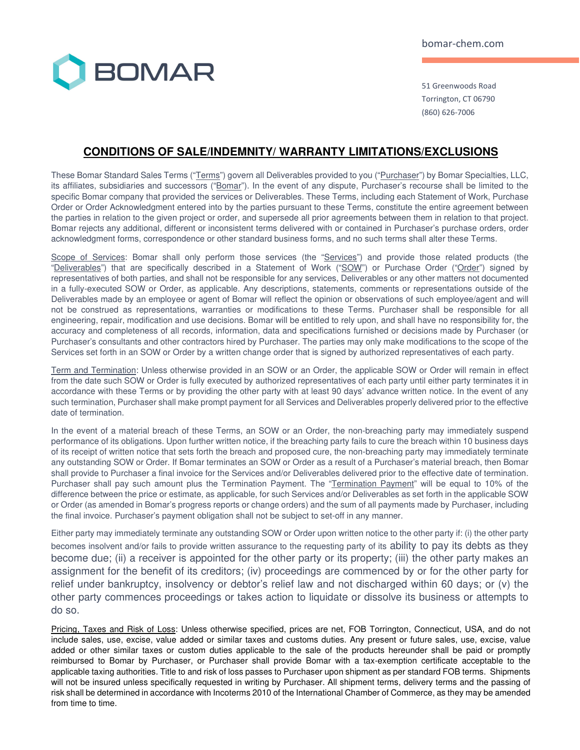bomar-chem.com

BOMAR

51 Greenwoods Road
Torrington, CT 06790
(860) 626-7006

# CONDITIONS OF SALE/INDEMNITY/ WARRANTY LIMITATIONS/EXCLUSIONS

These Bomar Standard Sales Terms ("Terms") govern all Deliverables provided to you ("Purchaser") by Bomar Specialties, LLC, its affiliates, subsidiaries and successors ("Bomar"). In the event of any dispute, Purchaser's recourse shall be limited to the specific Bomar company that provided the services or Deliverables. These Terms, including each Statement of Work, Purchase Order or Order Acknowledgment entered into by the parties pursuant to these Terms, constitute the entire agreement between the parties in relation to the given project or order, and supersede all prior agreements between them in relation to that project. Bomar rejects any additional, different or inconsistent terms delivered with or contained in Purchaser's purchase orders, order acknowledgment forms, correspondence or other standard business forms, and no such terms shall alter these Terms.

Scope of Services: Bomar shall only perform those services (the "Services") and provide those related products (the "Deliverables") that are specifically described in a Statement of Work ("SOW") or Purchase Order ("Order") signed by representatives of both parties, and shall not be responsible for any services, Deliverables or any other matters not documented in a fully-executed SOW or Order, as applicable. Any descriptions, statements, comments or representations outside of the Deliverables made by an employee or agent of Bomar will reflect the opinion or observations of such employee/agent and will not be construed as representations, warranties or modifications to these Terms. Purchaser shall be responsible for all engineering, repair, modification and use decisions. Bomar will be entitled to rely upon, and shall have no responsibility for, the accuracy and completeness of all records, information, data and specifications furnished or decisions made by Purchaser (or Purchaser's consultants and other contractors hired by Purchaser. The parties may only make modifications to the scope of the Services set forth in an SOW or Order by a written change order that is signed by authorized representatives of each party.

Term and Termination: Unless otherwise provided in an SOW or an Order, the applicable SOW or Order will remain in effect from the date such SOW or Order is fully executed by authorized representatives of each party until either party terminates it in accordance with these Terms or by providing the other party with at least 90 days' advance written notice. In the event of any such termination, Purchaser shall make prompt payment for all Services and Deliverables properly delivered prior to the effective date of termination.

In the event of a material breach of these Terms, an SOW or an Order, the non-breaching party may immediately suspend performance of its obligations. Upon further written notice, if the breaching party fails to cure the breach within 10 business days of its receipt of written notice that sets forth the breach and proposed cure, the non-breaching party may immediately terminate any outstanding SOW or Order. If Bomar terminates an SOW or Order as a result of a Purchaser's material breach, then Bomar shall provide to Purchaser a final invoice for the Services and/or Deliverables delivered prior to the effective date of termination. Purchaser shall pay such amount plus the Termination Payment. The "Termination Payment" will be equal to 10% of the difference between the price or estimate, as applicable, for such Services and/or Deliverables as set forth in the applicable SOW or Order (as amended in Bomar's progress reports or change orders) and the sum of all payments made by Purchaser, including the final invoice. Purchaser's payment obligation shall not be subject to set-off in any manner.

Either party may immediately terminate any outstanding SOW or Order upon written notice to the other party if: (i) the other party becomes insolvent and/or fails to provide written assurance to the requesting party of its ability to pay its debts as they become due; (ii) a receiver is appointed for the other party or its property; (iii) the other party makes an assignment for the benefit of its creditors; (iv) proceedings are commenced by or for the other party for relief under bankruptcy, insolvency or debtor's relief law and not discharged within 60 days; or (v) the other party commences proceedings or takes action to liquidate or dissolve its business or attempts to do so.

Pricing, Taxes and Risk of Loss: Unless otherwise specified, prices are net, FOB Torrington, Connecticut, USA, and do not include sales, use, excise, value added or similar taxes and customs duties. Any present or future sales, use, excise, value added or other similar taxes or custom duties applicable to the sale of the products hereunder shall be paid or promptly reimbursed to Bomar by Purchaser, or Purchaser shall provide Bomar with a tax-exemption certificate acceptable to the applicable taxing authorities. Title to and risk of loss passes to Purchaser upon shipment as per standard FOB terms. Shipments will not be insured unless specifically requested in writing by Purchaser. All shipment terms, delivery terms and the passing of risk shall be determined in accordance with Incoterms 2010 of the International Chamber of Commerce, as they may be amended from time to time.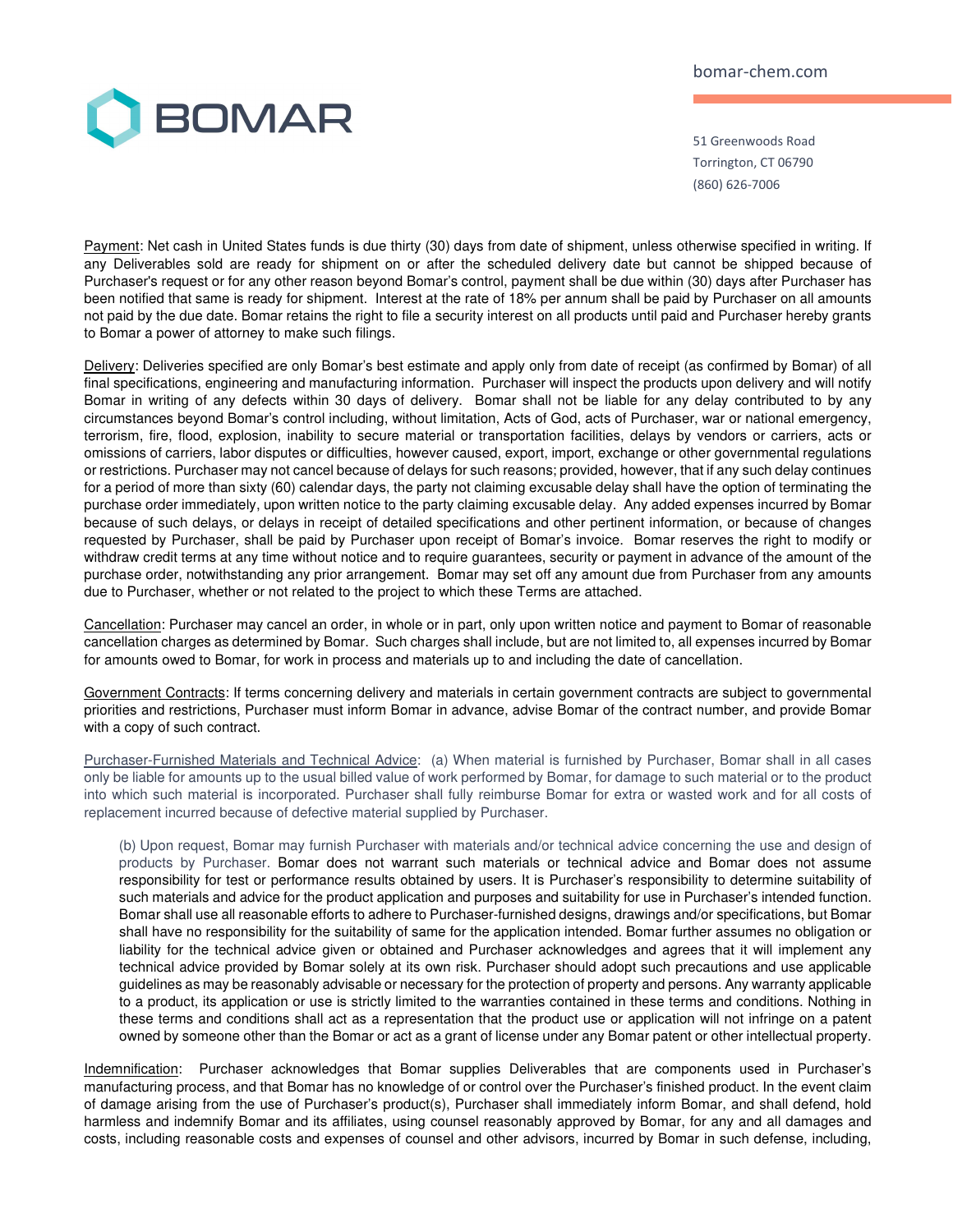Payment: Net cash in United States funds is due thirty (30) days from date of shipment, unless otherwise specified in writing. If any Deliverables sold are ready for shipment on or after the scheduled delivery date but cannot be shipped because of Purchaser's request or for any other reason beyond Bomar's control, payment shall be due within (30) days after Purchaser has been notified that same is ready for shipment. Interest at the rate of 18% per annum shall be paid by Purchaser on all amounts not paid by the due date. Bomar retains the right to file a security interest on all products until paid and Purchaser hereby grants to Bomar a power of attorney to make such filings.

Delivery: Deliveries specified are only Bomar's best estimate and apply only from date of receipt (as confirmed by Bomar) of all final specifications, engineering and manufacturing information. Purchaser will inspect the products upon delivery and will notify Bomar in writing of any defects within 30 days of delivery. Bomar shall not be liable for any delay contributed to by any circumstances beyond Bomar's control including, without limitation, Acts of God, acts of Purchaser, war or national emergency, terrorism, fire, flood, explosion, inability to secure material or transportation facilities, delays by vendors or carriers, acts or omissions of carriers, labor disputes or difficulties, however caused, export, import, exchange or other governmental regulations or restrictions. Purchaser may not cancel because of delays for such reasons; provided, however, that if any such delay continues for a period of more than sixty (60) calendar days, the party not claiming excusable delay shall have the option of terminating the purchase order immediately, upon written notice to the party claiming excusable delay. Any added expenses incurred by Bomar because of such delays, or delays in receipt of detailed specifications and other pertinent information, or because of changes requested by Purchaser, shall be paid by Purchaser upon receipt of Bomar's invoice. Bomar reserves the right to modify or withdraw credit terms at any time without notice and to require guarantees, security or payment in advance of the amount of the purchase order, notwithstanding any prior arrangement. Bomar may set off any amount due from Purchaser from any amounts due to Purchaser, whether or not related to the project to which these Terms are attached.

Cancellation: Purchaser may cancel an order, in whole or in part, only upon written notice and payment to Bomar of reasonable cancellation charges as determined by Bomar. Such charges shall include, but are not limited to, all expenses incurred by Bomar for amounts owed to Bomar, for work in process and materials up to and including the date of cancellation.

Government Contracts: If terms concerning delivery and materials in certain government contracts are subject to governmental priorities and restrictions, Purchaser must inform Bomar in advance, advise Bomar of the contract number, and provide Bomar with a copy of such contract.

Purchaser-Furnished Materials and Technical Advice: (a) When material is furnished by Purchaser, Bomar shall in all cases only be liable for amounts up to the usual billed value of work performed by Bomar, for damage to such material or to the product into which such material is incorporated. Purchaser shall fully reimburse Bomar for extra or wasted work and for all costs of replacement incurred because of defective material supplied by Purchaser.

(b) Upon request, Bomar may furnish Purchaser with materials and/or technical advice concerning the use and design of products by Purchaser. Bomar does not warrant such materials or technical advice and Bomar does not assume responsibility for test or performance results obtained by users. It is Purchaser's responsibility to determine suitability of such materials and advice for the product application and purposes and suitability for use in Purchaser's intended function. Bomar shall use all reasonable efforts to adhere to Purchaser-furnished designs, drawings and/or specifications, but Bomar shall have no responsibility for the suitability of same for the application intended. Bomar further assumes no obligation or liability for the technical advice given or obtained and Purchaser acknowledges and agrees that it will implement any technical advice provided by Bomar solely at its own risk. Purchaser should adopt such precautions and use applicable guidelines as may be reasonably advisable or necessary for the protection of property and persons. Any warranty applicable to a product, its application or use is strictly limited to the warranties contained in these terms and conditions. Nothing in these terms and conditions shall act as a representation that the product use or application will not infringe on a patent owned by someone other than the Bomar or act as a grant of license under any Bomar patent or other intellectual property.

Indemnification: Purchaser acknowledges that Bomar supplies Deliverables that are components used in Purchaser's manufacturing process, and that Bomar has no knowledge of or control over the Purchaser's finished product. In the event claim of damage arising from the use of Purchaser's product(s), Purchaser shall immediately inform Bomar, and shall defend, hold harmless and indemnify Bomar and its affiliates, using counsel reasonably approved by Bomar, for any and all damages and costs, including reasonable costs and expenses of counsel and other advisors, incurred by Bomar in such defense, including,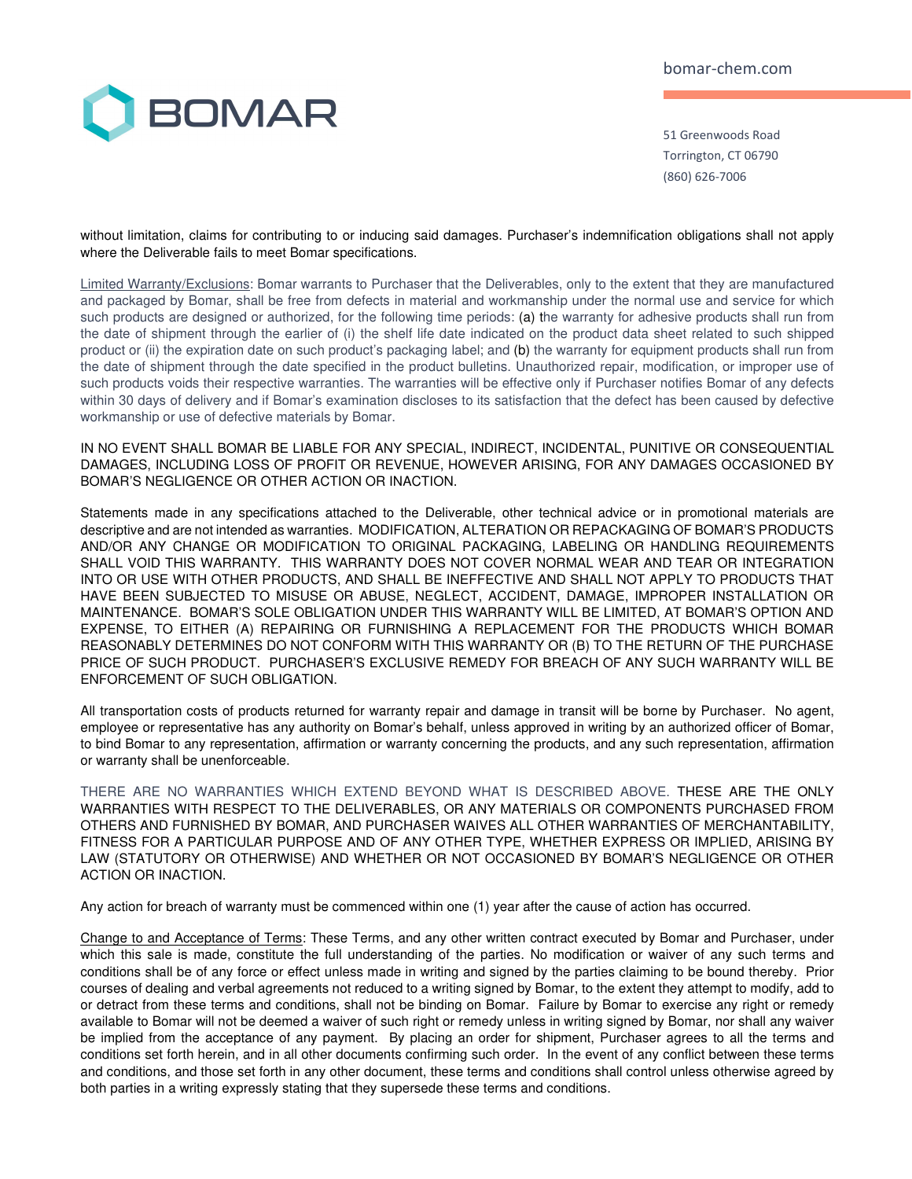without limitation, claims for contributing to or inducing said damages. Purchaser's indemnification obligations shall not apply where the Deliverable fails to meet Bomar specifications.

Limited Warranty/Exclusions: Bomar warrants to Purchaser that the Deliverables, only to the extent that they are manufactured and packaged by Bomar, shall be free from defects in material and workmanship under the normal use and service for which such products are designed or authorized, for the following time periods: (a) the warranty for adhesive products shall run from the date of shipment through the earlier of (i) the shelf life date indicated on the product data sheet related to such shipped product or (ii) the expiration date on such product's packaging label; and (b) the warranty for equipment products shall run from the date of shipment through the date specified in the product bulletins. Unauthorized repair, modification, or improper use of such products voids their respective warranties. The warranties will be effective only if Purchaser notifies Bomar of any defects within 30 days of delivery and if Bomar's examination discloses to its satisfaction that the defect has been caused by defective workmanship or use of defective materials by Bomar.

IN NO EVENT SHALL BOMAR BE LIABLE FOR ANY SPECIAL, INDIRECT, INCIDENTAL, PUNITIVE OR CONSEQUENTIAL DAMAGES, INCLUDING LOSS OF PROFIT OR REVENUE, HOWEVER ARISING, FOR ANY DAMAGES OCCASIONED BY BOMAR'S NEGLIGENCE OR OTHER ACTION OR INACTION.

Statements made in any specifications attached to the Deliverable, other technical advice or in promotional materials are descriptive and are not intended as warranties. MODIFICATION, ALTERATION OR REPACKAGING OF BOMAR'S PRODUCTS AND/OR ANY CHANGE OR MODIFICATION TO ORIGINAL PACKAGING, LABELING OR HANDLING REQUIREMENTS SHALL VOID THIS WARRANTY. THIS WARRANTY DOES NOT COVER NORMAL WEAR AND TEAR OR INTEGRATION INTO OR USE WITH OTHER PRODUCTS, AND SHALL BE INEFFECTIVE AND SHALL NOT APPLY TO PRODUCTS THAT HAVE BEEN SUBJECTED TO MISUSE OR ABUSE, NEGLECT, ACCIDENT, DAMAGE, IMPROPER INSTALLATION OR MAINTENANCE. BOMAR'S SOLE OBLIGATION UNDER THIS WARRANTY WILL BE LIMITED, AT BOMAR'S OPTION AND EXPENSE, TO EITHER (A) REPAIRING OR FURNISHING A REPLACEMENT FOR THE PRODUCTS WHICH BOMAR REASONABLY DETERMINES DO NOT CONFORM WITH THIS WARRANTY OR (B) TO THE RETURN OF THE PURCHASE PRICE OF SUCH PRODUCT. PURCHASER'S EXCLUSIVE REMEDY FOR BREACH OF ANY SUCH WARRANTY WILL BE ENFORCEMENT OF SUCH OBLIGATION.

All transportation costs of products returned for warranty repair and damage in transit will be borne by Purchaser. No agent, employee or representative has any authority on Bomar's behalf, unless approved in writing by an authorized officer of Bomar, to bind Bomar to any representation, affirmation or warranty concerning the products, and any such representation, affirmation or warranty shall be unenforceable.

THERE ARE NO WARRANTIES WHICH EXTEND BEYOND WHAT IS DESCRIBED ABOVE. THESE ARE THE ONLY WARRANTIES WITH RESPECT TO THE DELIVERABLES, OR ANY MATERIALS OR COMPONENTS PURCHASED FROM OTHERS AND FURNISHED BY BOMAR, AND PURCHASER WAIVES ALL OTHER WARRANTIES OF MERCHANTABILITY, FITNESS FOR A PARTICULAR PURPOSE AND OF ANY OTHER TYPE, WHETHER EXPRESS OR IMPLIED, ARISING BY LAW (STATUTORY OR OTHERWISE) AND WHETHER OR NOT OCCASIONED BY BOMAR'S NEGLIGENCE OR OTHER ACTION OR INACTION.

Any action for breach of warranty must be commenced within one (1) year after the cause of action has occurred.

Change to and Acceptance of Terms: These Terms, and any other written contract executed by Bomar and Purchaser, under which this sale is made, constitute the full understanding of the parties. No modification or waiver of any such terms and conditions shall be of any force or effect unless made in writing and signed by the parties claiming to be bound thereby. Prior courses of dealing and verbal agreements not reduced to a writing signed by Bomar, to the extent they attempt to modify, add to or detract from these terms and conditions, shall not be binding on Bomar. Failure by Bomar to exercise any right or remedy available to Bomar will not be deemed a waiver of such right or remedy unless in writing signed by Bomar, nor shall any waiver be implied from the acceptance of any payment. By placing an order for shipment, Purchaser agrees to all the terms and conditions set forth herein, and in all other documents confirming such order. In the event of any conflict between these terms and conditions, and those set forth in any other document, these terms and conditions shall control unless otherwise agreed by both parties in a writing expressly stating that they supersede these terms and conditions.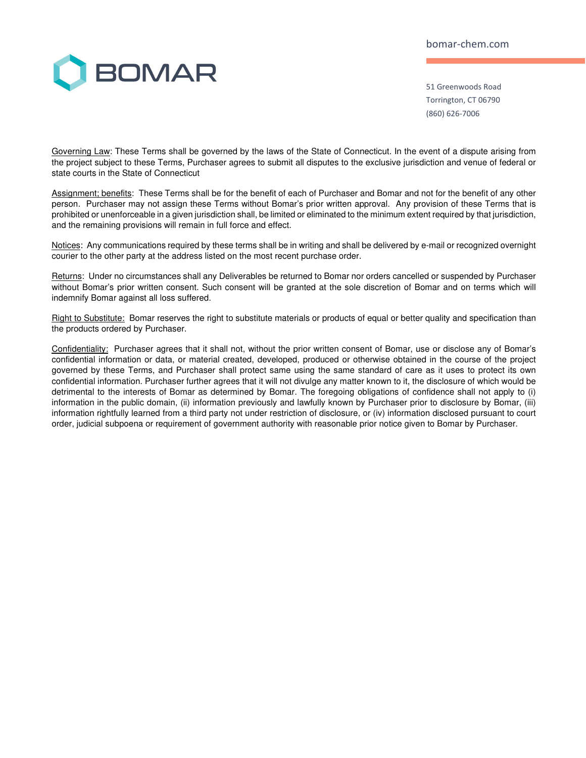Governing Law: These Terms shall be governed by the laws of the State of Connecticut. In the event of a dispute arising from the project subject to these Terms, Purchaser agrees to submit all disputes to the exclusive jurisdiction and venue of federal or state courts in the State of Connecticut

Assignment; benefits: These Terms shall be for the benefit of each of Purchaser and Bomar and not for the benefit of any other person. Purchaser may not assign these Terms without Bomar's prior written approval. Any provision of these Terms that is prohibited or unenforceable in a given jurisdiction shall, be limited or eliminated to the minimum extent required by that jurisdiction, and the remaining provisions will remain in full force and effect.

Notices: Any communications required by these terms shall be in writing and shall be delivered by e-mail or recognized overnight courier to the other party at the address listed on the most recent purchase order.

Returns: Under no circumstances shall any Deliverables be returned to Bomar nor orders cancelled or suspended by Purchaser without Bomar's prior written consent. Such consent will be granted at the sole discretion of Bomar and on terms which will indemnify Bomar against all loss suffered.

Right to Substitute: Bomar reserves the right to substitute materials or products of equal or better quality and specification than the products ordered by Purchaser.

Confidentiality: Purchaser agrees that it shall not, without the prior written consent of Bomar, use or disclose any of Bomar's confidential information or data, or material created, developed, produced or otherwise obtained in the course of the project governed by these Terms, and Purchaser shall protect same using the same standard of care as it uses to protect its own confidential information. Purchaser further agrees that it will not divulge any matter known to it, the disclosure of which would be detrimental to the interests of Bomar as determined by Bomar. The foregoing obligations of confidence shall not apply to (i) information in the public domain, (ii) information previously and lawfully known by Purchaser prior to disclosure by Bomar, (iii) information rightfully learned from a third party not under restriction of disclosure, or (iv) information disclosed pursuant to court order, judicial subpoena or requirement of government authority with reasonable prior notice given to Bomar by Purchaser.